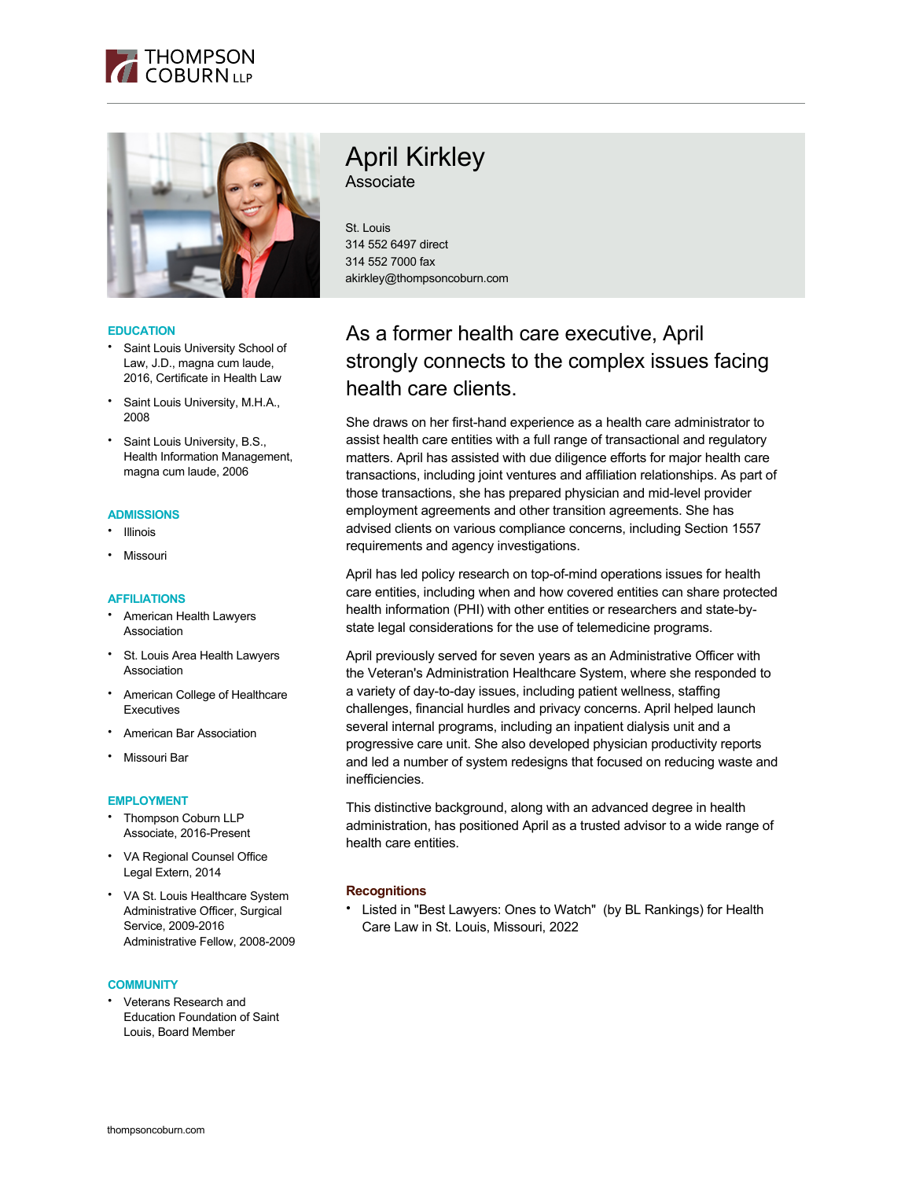# April Kirkley

Associate

St. Louis
314 552 6497 direct
314 552 7000 fax
akirkley@thompsoncoburn.com

## As a former health care executive, April strongly connects to the complex issues facing health care clients.

She draws on her first-hand experience as a health care administrator to assist health care entities with a full range of transactional and regulatory matters. April has assisted with due diligence efforts for major health care transactions, including joint ventures and affiliation relationships. As part of those transactions, she has prepared physician and mid-level provider employment agreements and other transition agreements. She has advised clients on various compliance concerns, including Section 1557 requirements and agency investigations.

April has led policy research on top-of-mind operations issues for health care entities, including when and how covered entities can share protected health information (PHI) with other entities or researchers and state-by-state legal considerations for the use of telemedicine programs.

April previously served for seven years as an Administrative Officer with the Veteran's Administration Healthcare System, where she responded to a variety of day-to-day issues, including patient wellness, staffing challenges, financial hurdles and privacy concerns. April helped launch several internal programs, including an inpatient dialysis unit and a progressive care unit. She also developed physician productivity reports and led a number of system redesigns that focused on reducing waste and inefficiencies.

This distinctive background, along with an advanced degree in health administration, has positioned April as a trusted advisor to a wide range of health care entities.

### Recognitions

- Listed in "Best Lawyers: Ones to Watch"  (by BL Rankings) for Health Care Law in St. Louis, Missouri, 2022

### EDUCATION

- Saint Louis University School of Law, J.D., magna cum laude, 2016, Certificate in Health Law
- Saint Louis University, M.H.A., 2008
- Saint Louis University, B.S., Health Information Management, magna cum laude, 2006

### ADMISSIONS

- Illinois
- Missouri

### AFFILIATIONS

- American Health Lawyers Association
- St. Louis Area Health Lawyers Association
- American College of Healthcare Executives
- American Bar Association
- Missouri Bar

### EMPLOYMENT

- Thompson Coburn LLP
  Associate, 2016-Present
- VA Regional Counsel Office
  Legal Extern, 2014
- VA St. Louis Healthcare System
  Administrative Officer, Surgical Service, 2009-2016
  Administrative Fellow, 2008-2009

### COMMUNITY

- Veterans Research and Education Foundation of Saint Louis, Board Member